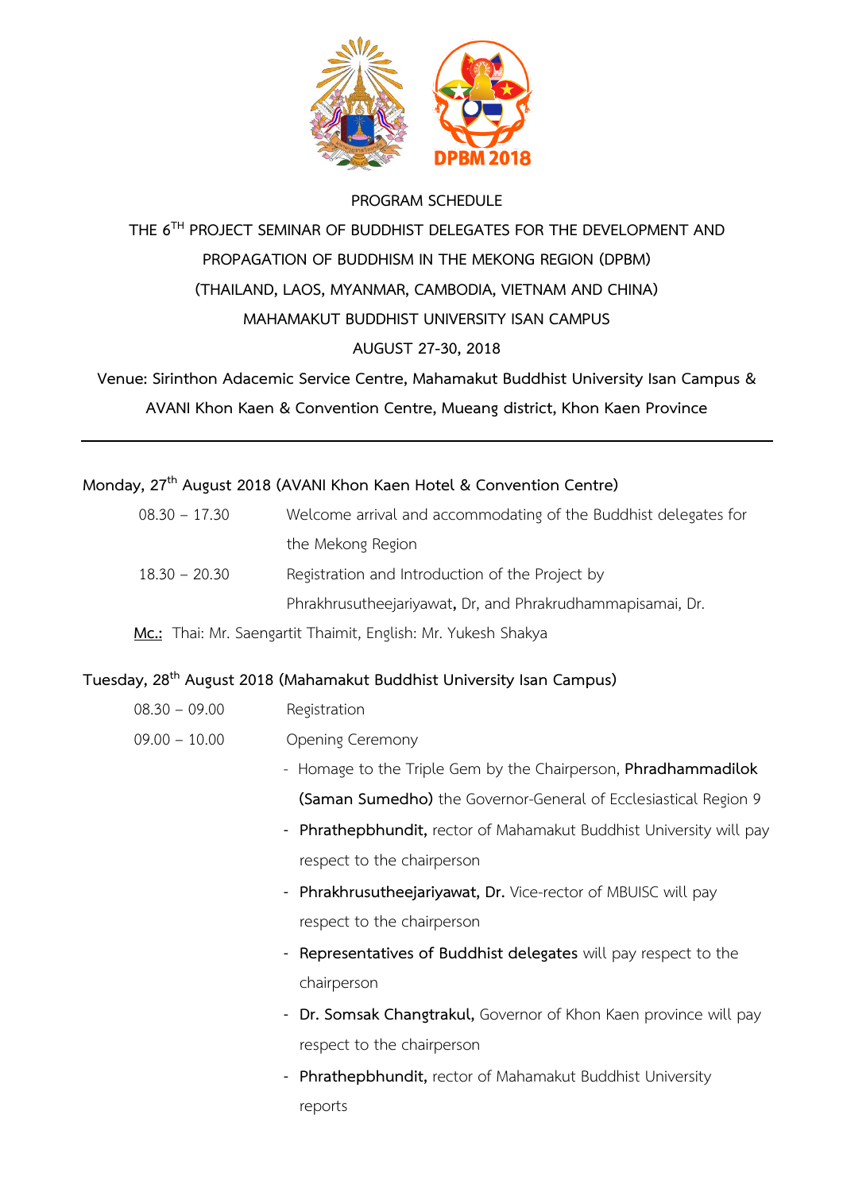PROGRAM SCHEDULE

THE 6TH PROJECT SEMINAR OF BUDDHIST DELEGATES FOR THE DEVELOPMENT AND PROPAGATION OF BUDDHISM IN THE MEKONG REGION (DPBM)

(THAILAND, LAOS, MYANMAR, CAMBODIA, VIETNAM AND CHINA)

MAHAMAKUT BUDDHIST UNIVERSITY ISAN CAMPUS

AUGUST 27-30, 2018

**Venue: Sirinthon Adacemic Service Centre, Mahamakut Buddhist University Isan Campus & AVANI Khon Kaen & Convention Centre, Mueang district, Khon Kaen Province**

---

**Monday, 27th August 2018 (AVANI Khon Kaen Hotel & Convention Centre)**

| | |
|---|---|
| 08.30 – 17.30 | Welcome arrival and accommodating of the Buddhist delegates for the Mekong Region |
| 18.30 – 20.30 | Registration and Introduction of the Project by Phrakhrusutheejariyawat**,** Dr, and Phrakrudhammapisamai, Dr. |

**Mc.:** Thai: Mr. Saengartit Thaimit, English: Mr. Yukesh Shakya

**Tuesday, 28th August 2018 (Mahamakut Buddhist University Isan Campus)**

| | |
|---|---|
| 08.30 – 09.00 | Registration |
| 09.00 – 10.00 | Opening Ceremony |

- Homage to the Triple Gem by the Chairperson, **Phradhammadilok (Saman Sumedho)** the Governor-General of Ecclesiastical Region 9
- **Phrathepbhundit,** rector of Mahamakut Buddhist University will pay respect to the chairperson
- **Phrakhrusutheejariyawat, Dr.** Vice-rector of MBUISC will pay respect to the chairperson
- **Representatives of Buddhist delegates** will pay respect to the chairperson
- **Dr. Somsak Changtrakul,** Governor of Khon Kaen province will pay respect to the chairperson
- **Phrathepbhundit,** rector of Mahamakut Buddhist University reports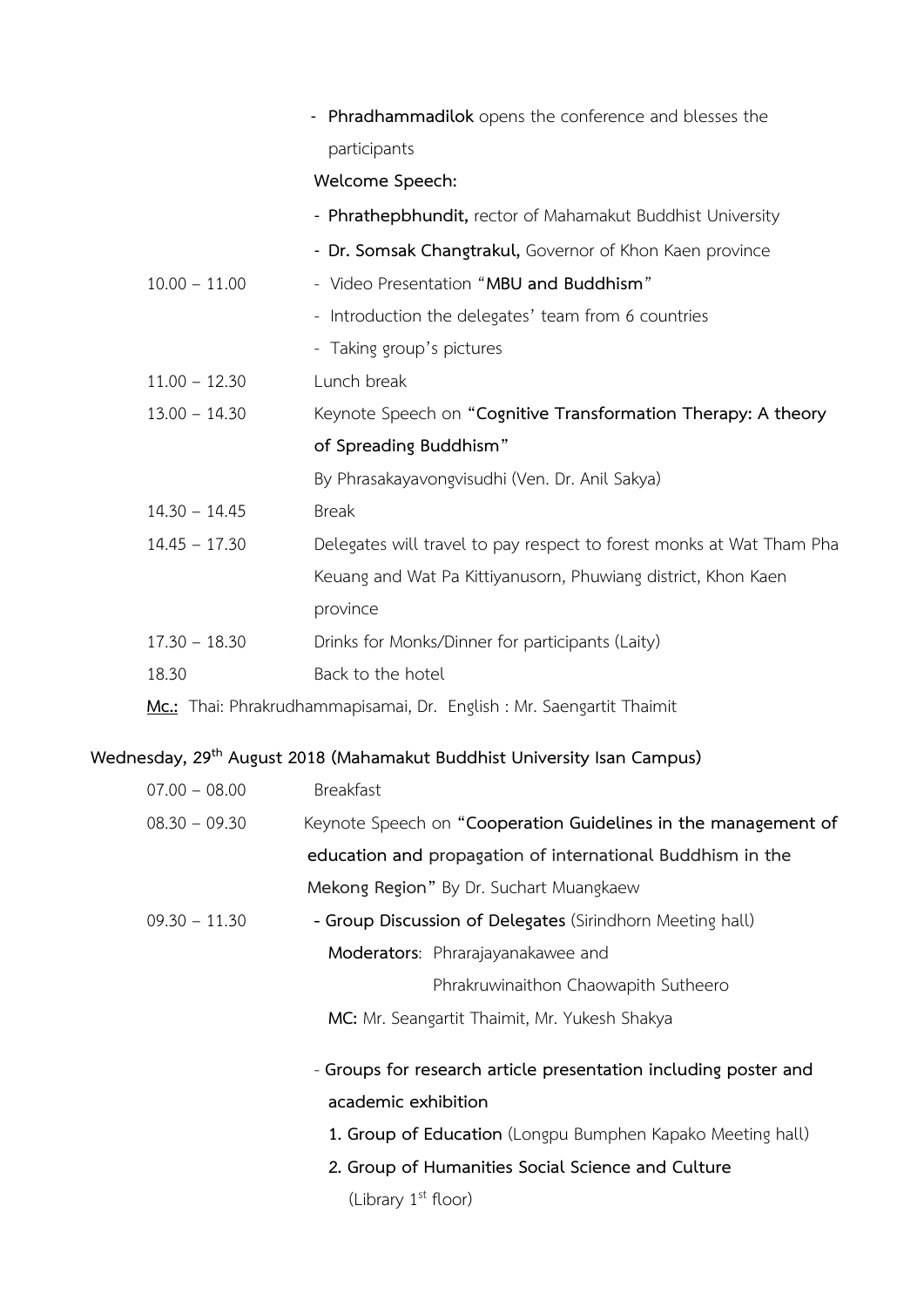| | |
|---|---|
| | - **Phradhammadilok** opens the conference and blesses the participants |
| | **Welcome Speech:** |
| | - **Phrathepbhundit,** rector of Mahamakut Buddhist University |
| | - **Dr. Somsak Changtrakul,** Governor of Khon Kaen province |
| 10.00 – 11.00 | - Video Presentation "**MBU and Buddhism**" |
| | - Introduction the delegates' team from 6 countries |
| | - Taking group's pictures |
| 11.00 – 12.30 | Lunch break |
| 13.00 – 14.30 | Keynote Speech on **"Cognitive Transformation Therapy: A theory of Spreading Buddhism"** |
| | By Phrasakayavongvisudhi (Ven. Dr. Anil Sakya) |
| 14.30 – 14.45 | Break |
| 14.45 – 17.30 | Delegates will travel to pay respect to forest monks at Wat Tham Pha Keuang and Wat Pa Kittiyanusorn, Phuwiang district, Khon Kaen province |
| 17.30 – 18.30 | Drinks for Monks/Dinner for participants (Laity) |
| 18.30 | Back to the hotel |

**Mc.:** Thai: Phrakrudhammapisamai, Dr. English : Mr. Saengartit Thaimit

### Wednesday, 29th August 2018 (Mahamakut Buddhist University Isan Campus)

| | |
|---|---|
| 07.00 – 08.00 | Breakfast |
| 08.30 – 09.30 | Keynote Speech on **"Cooperation Guidelines in the management of education and propagation of international Buddhism in the Mekong Region"** By Dr. Suchart Muangkaew |
| 09.30 – 11.30 | **- Group Discussion of Delegates** (Sirindhorn Meeting hall) |
| | **Moderators**: Phrarajayanakawee and Phrakruwinaithon Chaowapith Sutheero |
| | **MC:** Mr. Seangartit Thaimit, Mr. Yukesh Shakya |
| | - **Groups for research article presentation including poster and academic exhibition** |
| | **1. Group of Education** (Longpu Bumphen Kapako Meeting hall) |
| | **2. Group of Humanities Social Science and Culture** (Library 1st floor) |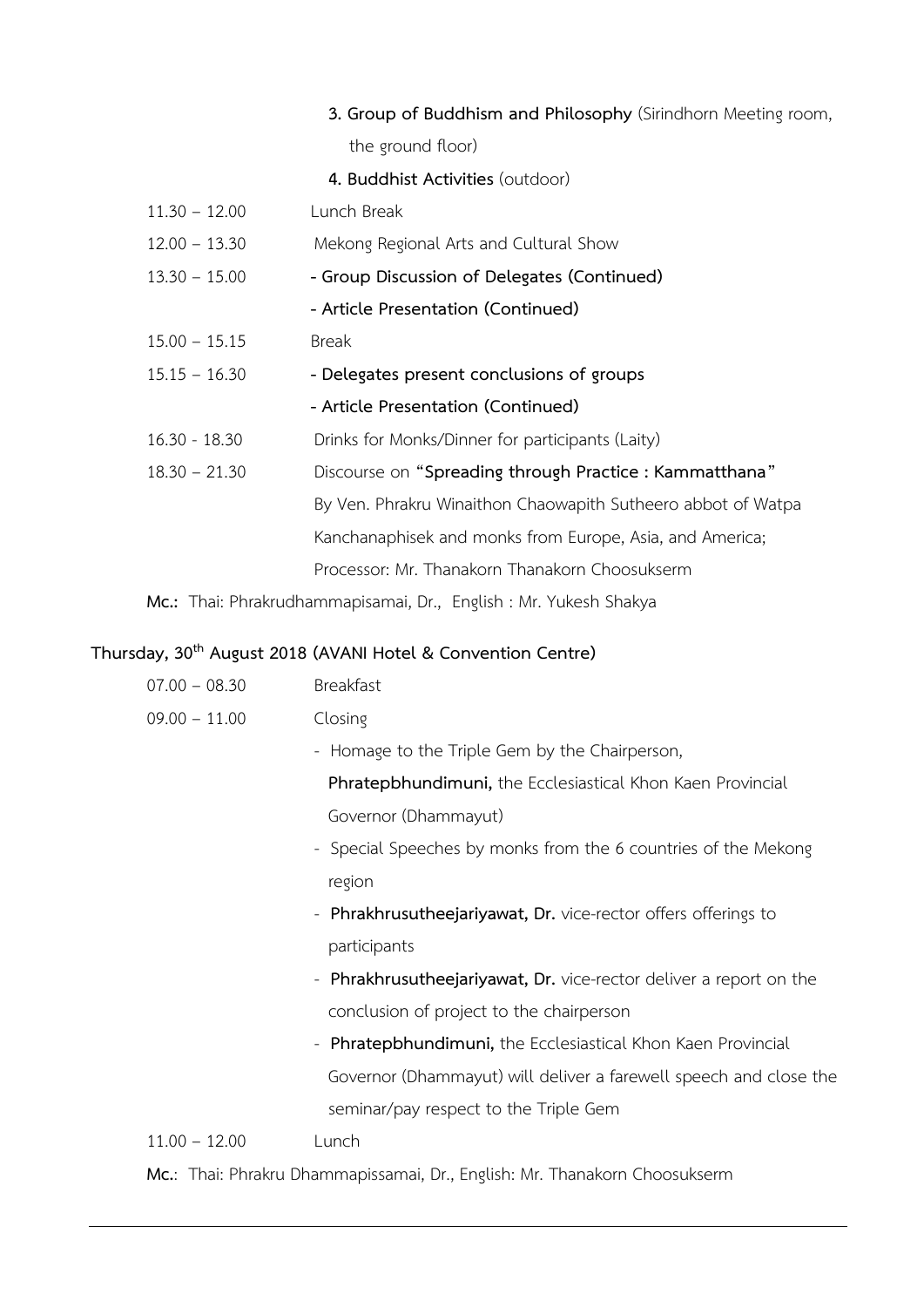**3. Group of Buddhism and Philosophy** (Sirindhorn Meeting room, the ground floor)

**4. Buddhist Activities** (outdoor)

| | |
|---|---|
| 11.30 – 12.00 | Lunch Break |
| 12.00 – 13.30 | Mekong Regional Arts and Cultural Show |
| 13.30 – 15.00 | **- Group Discussion of Delegates (Continued)**<br>**- Article Presentation (Continued)** |
| 15.00 – 15.15 | Break |
| 15.15 – 16.30 | **- Delegates present conclusions of groups**<br>**- Article Presentation (Continued)** |
| 16.30 - 18.30 | Drinks for Monks/Dinner for participants (Laity) |
| 18.30 – 21.30 | Discourse on **"Spreading through Practice : Kammatthana"** By Ven. Phrakru Winaithon Chaowapith Sutheero abbot of Watpa Kanchanaphisek and monks from Europe, Asia, and America; Processor: Mr. Thanakorn Thanakorn Choosukserm |

**Mc.:** Thai: Phrakrudhammapisamai, Dr., English : Mr. Yukesh Shakya

**Thursday, 30th August 2018 (AVANI Hotel & Convention Centre)**

| | |
|---|---|
| 07.00 – 08.30 | Breakfast |
| 09.00 – 11.00 | Closing<br>- Homage to the Triple Gem by the Chairperson, **Phratepbhundimuni,** the Ecclesiastical Khon Kaen Provincial Governor (Dhammayut)<br>- Special Speeches by monks from the 6 countries of the Mekong region<br>- **Phrakhrusutheejariyawat, Dr.** vice-rector offers offerings to participants<br>- **Phrakhrusutheejariyawat, Dr.** vice-rector deliver a report on the conclusion of project to the chairperson<br>- **Phratepbhundimuni,** the Ecclesiastical Khon Kaen Provincial Governor (Dhammayut) will deliver a farewell speech and close the seminar/pay respect to the Triple Gem |
| 11.00 – 12.00 | Lunch |

**Mc.**: Thai: Phrakru Dhammapissamai, Dr., English: Mr. Thanakorn Choosukserm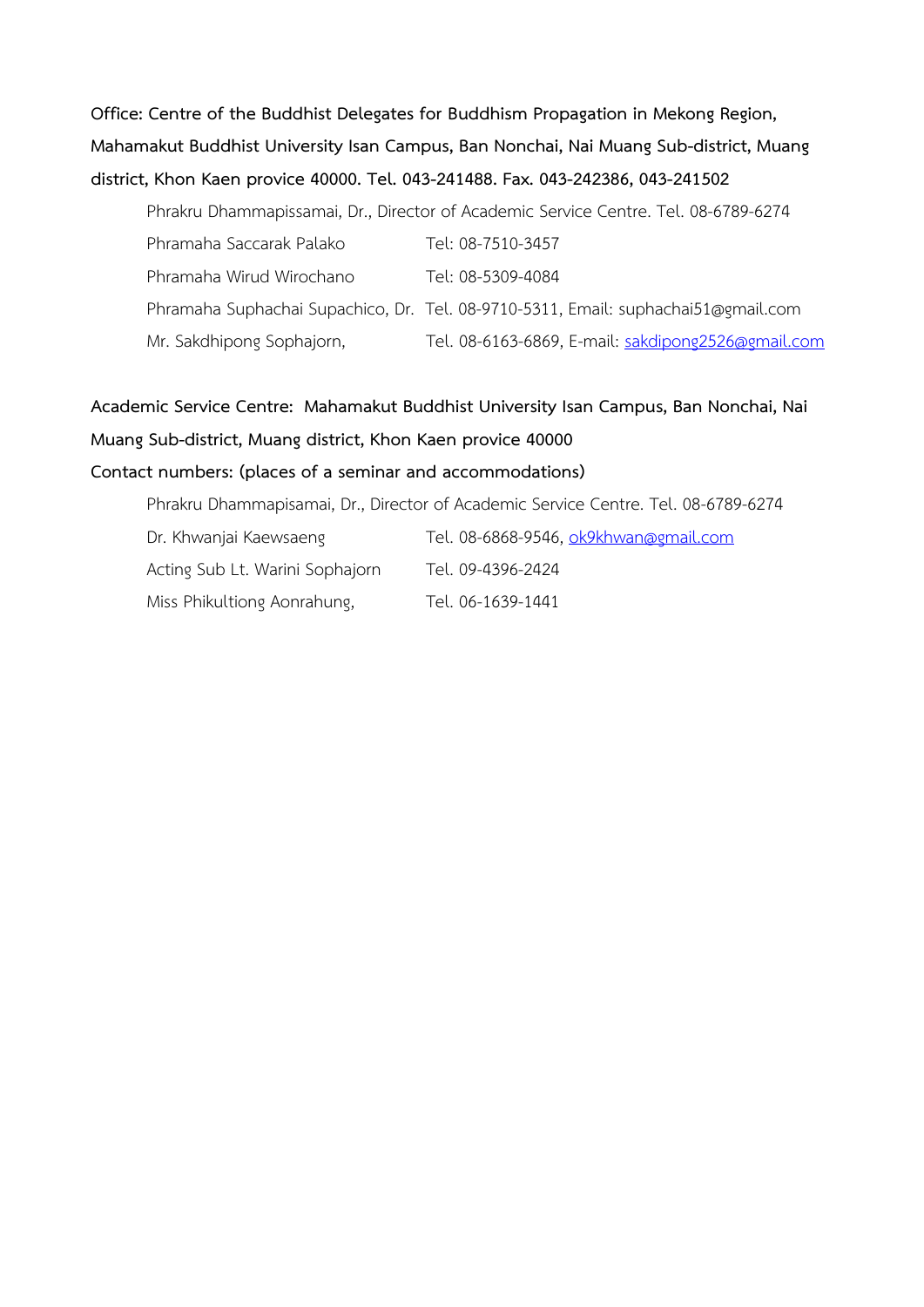**Office: Centre of the Buddhist Delegates for Buddhism Propagation in Mekong Region, Mahamakut Buddhist University Isan Campus, Ban Nonchai, Nai Muang Sub-district, Muang district, Khon Kaen provice 40000. Tel. 043-241488. Fax. 043-242386, 043-241502**

Phrakru Dhammapissamai, Dr., Director of Academic Service Centre. Tel. 08-6789-6274

| | |
|---|---|
| Phramaha Saccarak Palako | Tel: 08-7510-3457 |
| Phramaha Wirud Wirochano | Tel: 08-5309-4084 |
| Phramaha Suphachai Supachico, Dr. | Tel. 08-9710-5311, Email: suphachai51@gmail.com |
| Mr. Sakdhipong Sophajorn, | Tel. 08-6163-6869, E-mail: sakdipong2526@gmail.com |

**Academic Service Centre: Mahamakut Buddhist University Isan Campus, Ban Nonchai, Nai Muang Sub-district, Muang district, Khon Kaen provice 40000**

**Contact numbers: (places of a seminar and accommodations)**

Phrakru Dhammapisamai, Dr., Director of Academic Service Centre. Tel. 08-6789-6274

| | |
|---|---|
| Dr. Khwanjai Kaewsaeng | Tel. 08-6868-9546, ok9khwan@gmail.com |
| Acting Sub Lt. Warini Sophajorn | Tel. 09-4396-2424 |
| Miss Phikultiong Aonrahung, | Tel. 06-1639-1441 |